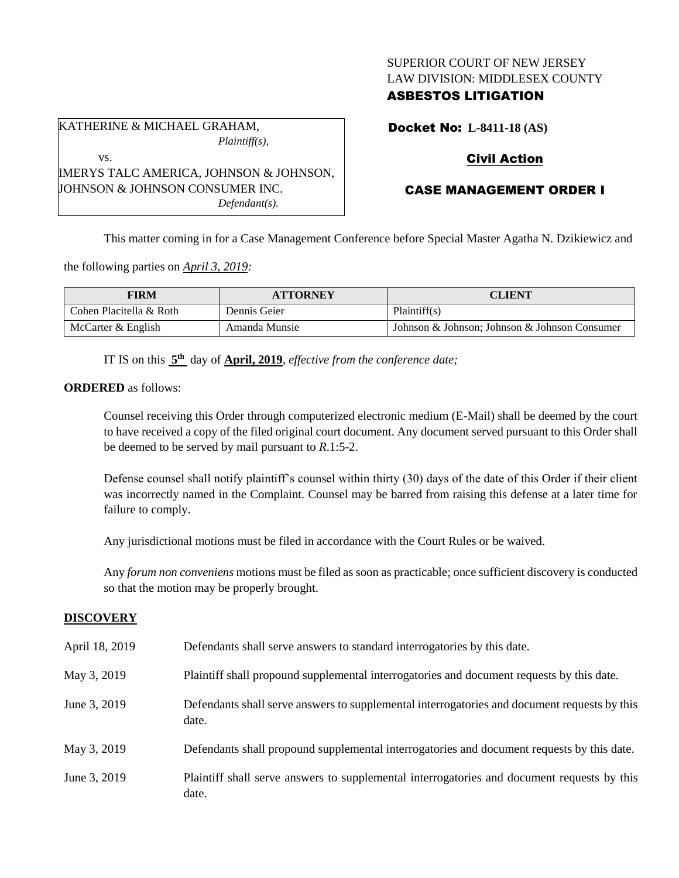SUPERIOR COURT OF NEW JERSEY
LAW DIVISION: MIDDLESEX COUNTY
**ASBESTOS LITIGATION**

KATHERINE & MICHAEL GRAHAM,
*Plaintiff(s),*
vs.
IMERYS TALC AMERICA, JOHNSON & JOHNSON, JOHNSON & JOHNSON CONSUMER INC.
*Defendant(s).*

**Docket No: L-8411-18 (AS)**

**Civil Action**

**CASE MANAGEMENT ORDER I**

This matter coming in for a Case Management Conference before Special Master Agatha N. Dzikiewicz and the following parties on *April 3, 2019:*

| FIRM | ATTORNEY | CLIENT |
|---|---|---|
| Cohen Placitella & Roth | Dennis Geier | Plaintiff(s) |
| McCarter & English | Amanda Munsie | Johnson & Johnson; Johnson & Johnson Consumer |

IT IS on this **5th** day of **April, 2019**, *effective from the conference date;*

**ORDERED** as follows:

Counsel receiving this Order through computerized electronic medium (E-Mail) shall be deemed by the court to have received a copy of the filed original court document. Any document served pursuant to this Order shall be deemed to be served by mail pursuant to *R*.1:5-2.

Defense counsel shall notify plaintiff's counsel within thirty (30) days of the date of this Order if their client was incorrectly named in the Complaint. Counsel may be barred from raising this defense at a later time for failure to comply.

Any jurisdictional motions must be filed in accordance with the Court Rules or be waived.

Any *forum non conveniens* motions must be filed as soon as practicable; once sufficient discovery is conducted so that the motion may be properly brought.

## DISCOVERY

| | |
|---|---|
| April 18, 2019 | Defendants shall serve answers to standard interrogatories by this date. |
| May 3, 2019 | Plaintiff shall propound supplemental interrogatories and document requests by this date. |
| June 3, 2019 | Defendants shall serve answers to supplemental interrogatories and document requests by this date. |
| May 3, 2019 | Defendants shall propound supplemental interrogatories and document requests by this date. |
| June 3, 2019 | Plaintiff shall serve answers to supplemental interrogatories and document requests by this date. |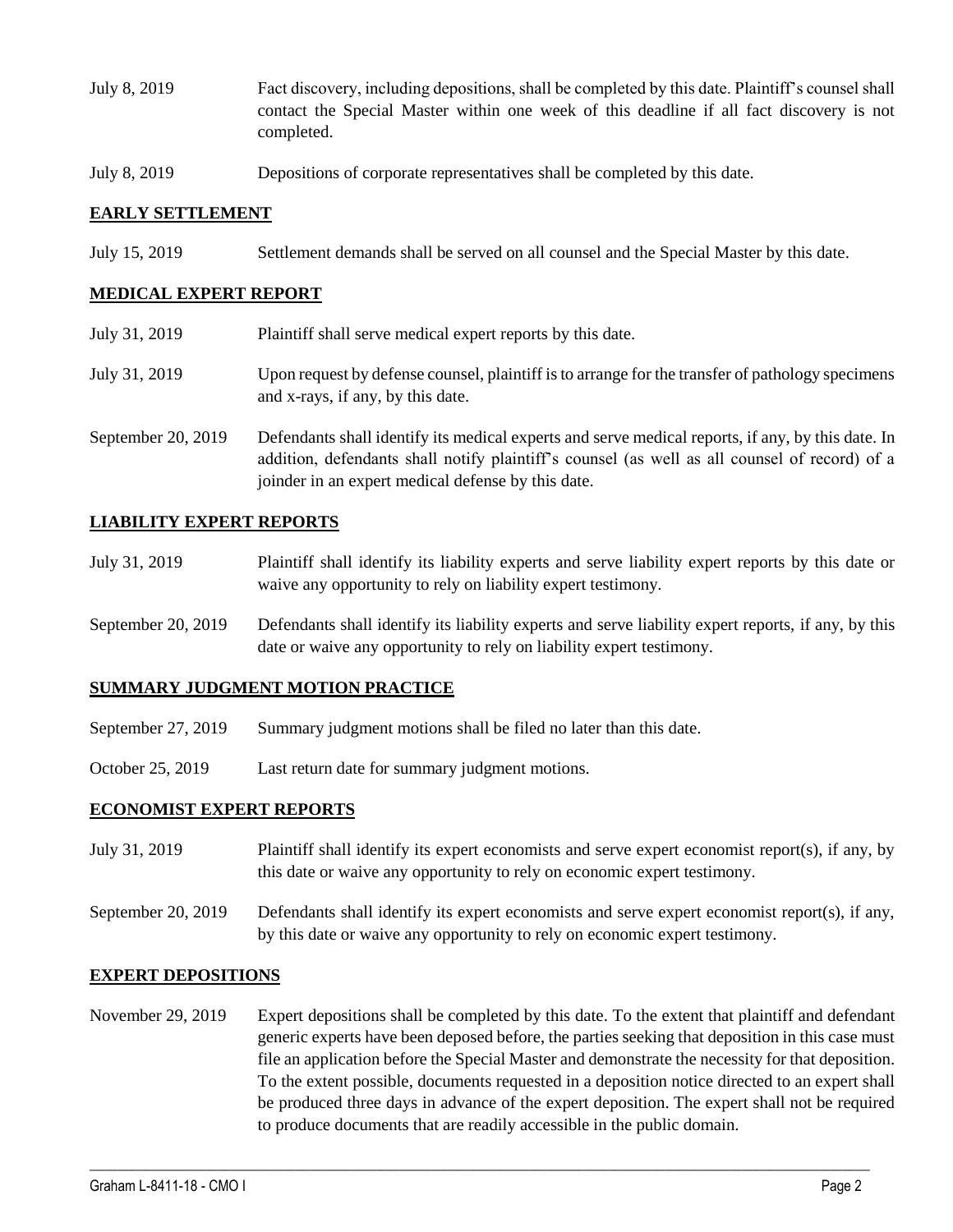July 8, 2019 Fact discovery, including depositions, shall be completed by this date. Plaintiff's counsel shall contact the Special Master within one week of this deadline if all fact discovery is not completed.

July 8, 2019 Depositions of corporate representatives shall be completed by this date.

## EARLY SETTLEMENT

July 15, 2019 Settlement demands shall be served on all counsel and the Special Master by this date.

## MEDICAL EXPERT REPORT

July 31, 2019 Plaintiff shall serve medical expert reports by this date.

July 31, 2019 Upon request by defense counsel, plaintiff is to arrange for the transfer of pathology specimens and x-rays, if any, by this date.

September 20, 2019 Defendants shall identify its medical experts and serve medical reports, if any, by this date. In addition, defendants shall notify plaintiff's counsel (as well as all counsel of record) of a joinder in an expert medical defense by this date.

## LIABILITY EXPERT REPORTS

July 31, 2019 Plaintiff shall identify its liability experts and serve liability expert reports by this date or waive any opportunity to rely on liability expert testimony.

September 20, 2019 Defendants shall identify its liability experts and serve liability expert reports, if any, by this date or waive any opportunity to rely on liability expert testimony.

## SUMMARY JUDGMENT MOTION PRACTICE

September 27, 2019 Summary judgment motions shall be filed no later than this date.

October 25, 2019 Last return date for summary judgment motions.

## ECONOMIST EXPERT REPORTS

July 31, 2019 Plaintiff shall identify its expert economists and serve expert economist report(s), if any, by this date or waive any opportunity to rely on economic expert testimony.

September 20, 2019 Defendants shall identify its expert economists and serve expert economist report(s), if any, by this date or waive any opportunity to rely on economic expert testimony.

## EXPERT DEPOSITIONS

November 29, 2019 Expert depositions shall be completed by this date. To the extent that plaintiff and defendant generic experts have been deposed before, the parties seeking that deposition in this case must file an application before the Special Master and demonstrate the necessity for that deposition. To the extent possible, documents requested in a deposition notice directed to an expert shall be produced three days in advance of the expert deposition. The expert shall not be required to produce documents that are readily accessible in the public domain.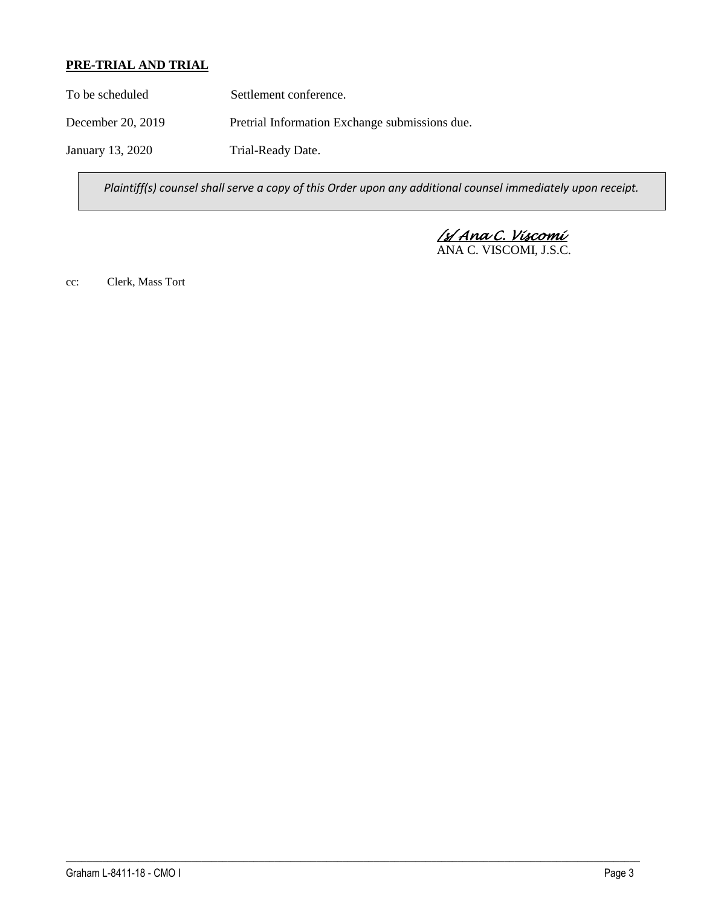**PRE-TRIAL AND TRIAL**

| | |
|---|---|
| To be scheduled | Settlement conference. |
| December 20, 2019 | Pretrial Information Exchange submissions due. |
| January 13, 2020 | Trial-Ready Date. |

*Plaintiff(s) counsel shall serve a copy of this Order upon any additional counsel immediately upon receipt.*

*/s/ Ana C. Viscomi*
ANA C. VISCOMI, J.S.C.

cc: Clerk, Mass Tort